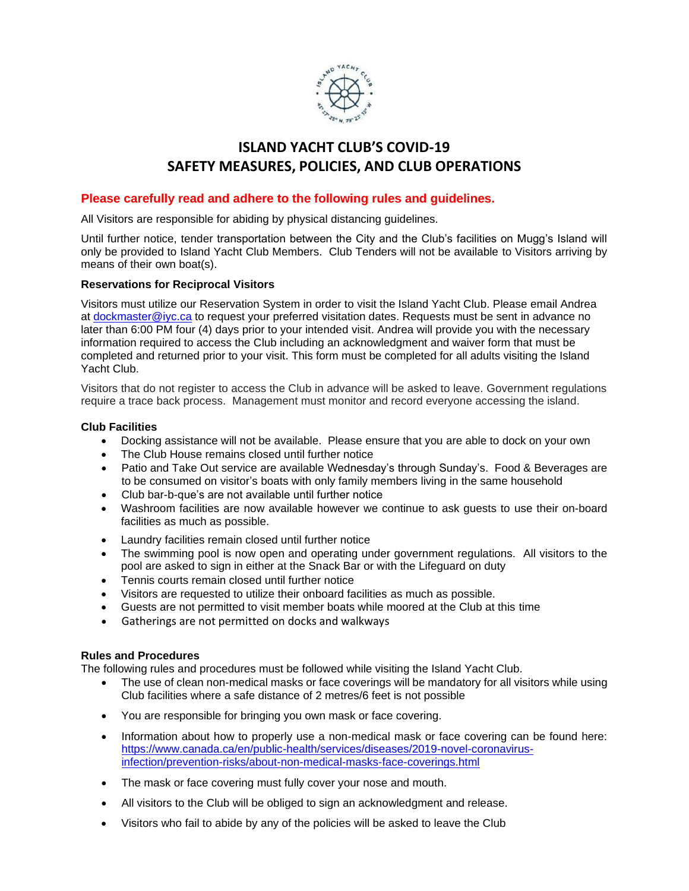# ISLAND YACHT CLUB'S COVID-19
# SAFETY MEASURES, POLICIES, AND CLUB OPERATIONS

## Please carefully read and adhere to the following rules and guidelines.

All Visitors are responsible for abiding by physical distancing guidelines.

Until further notice, tender transportation between the City and the Club's facilities on Mugg's Island will only be provided to Island Yacht Club Members. Club Tenders will not be available to Visitors arriving by means of their own boat(s).

### Reservations for Reciprocal Visitors

Visitors must utilize our Reservation System in order to visit the Island Yacht Club. Please email Andrea at dockmaster@iyc.ca to request your preferred visitation dates. Requests must be sent in advance no later than 6:00 PM four (4) days prior to your intended visit. Andrea will provide you with the necessary information required to access the Club including an acknowledgment and waiver form that must be completed and returned prior to your visit. This form must be completed for all adults visiting the Island Yacht Club.

Visitors that do not register to access the Club in advance will be asked to leave. Government regulations require a trace back process. Management must monitor and record everyone accessing the island.

### Club Facilities

- Docking assistance will not be available. Please ensure that you are able to dock on your own
- The Club House remains closed until further notice
- Patio and Take Out service are available Wednesday's through Sunday's. Food & Beverages are to be consumed on visitor's boats with only family members living in the same household
- Club bar-b-que's are not available until further notice
- Washroom facilities are now available however we continue to ask guests to use their on-board facilities as much as possible.
- Laundry facilities remain closed until further notice
- The swimming pool is now open and operating under government regulations. All visitors to the pool are asked to sign in either at the Snack Bar or with the Lifeguard on duty
- Tennis courts remain closed until further notice
- Visitors are requested to utilize their onboard facilities as much as possible.
- Guests are not permitted to visit member boats while moored at the Club at this time
- Gatherings are not permitted on docks and walkways

### Rules and Procedures

The following rules and procedures must be followed while visiting the Island Yacht Club.

- The use of clean non-medical masks or face coverings will be mandatory for all visitors while using Club facilities where a safe distance of 2 metres/6 feet is not possible
- You are responsible for bringing you own mask or face covering.
- Information about how to properly use a non-medical mask or face covering can be found here: https://www.canada.ca/en/public-health/services/diseases/2019-novel-coronavirus-infection/prevention-risks/about-non-medical-masks-face-coverings.html
- The mask or face covering must fully cover your nose and mouth.
- All visitors to the Club will be obliged to sign an acknowledgment and release.
- Visitors who fail to abide by any of the policies will be asked to leave the Club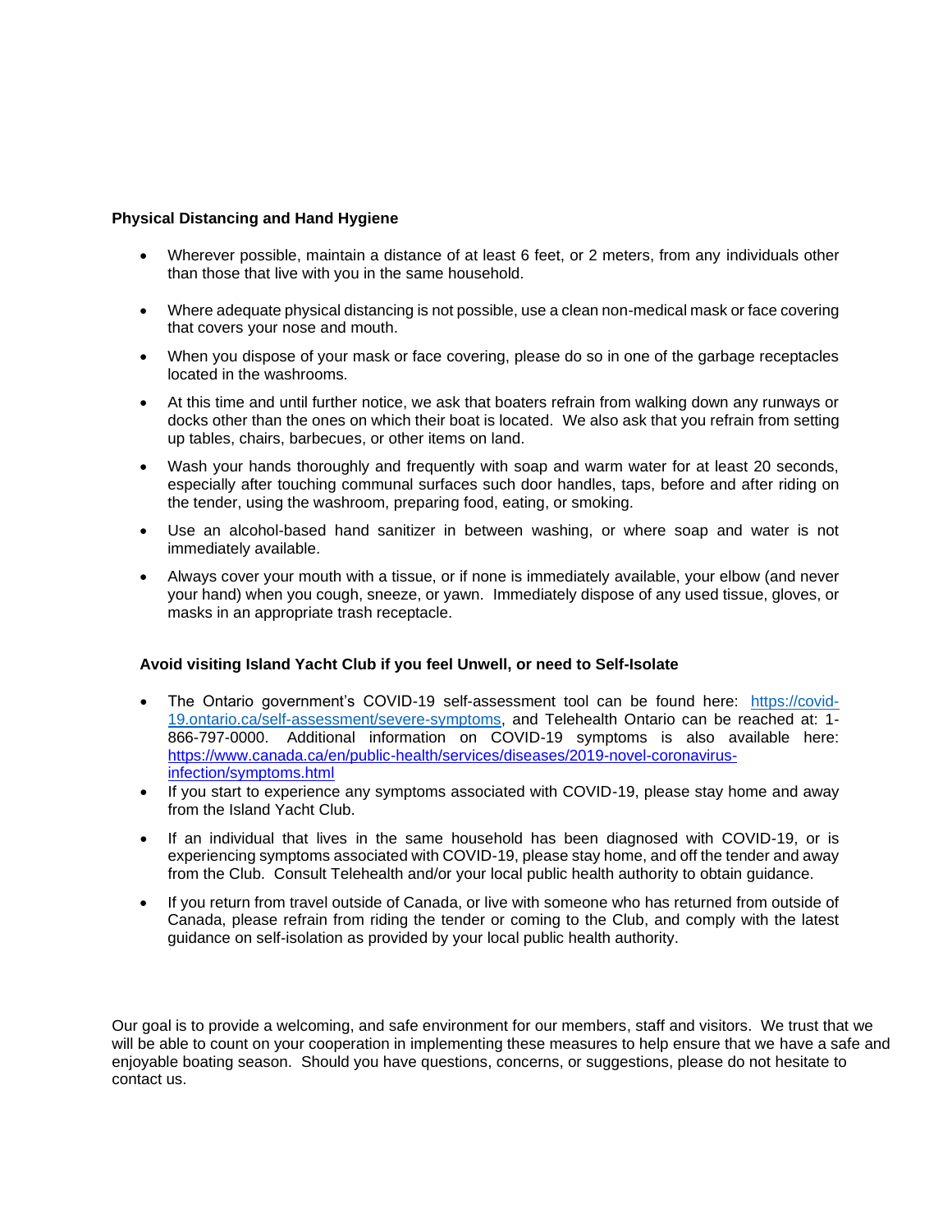**Physical Distancing and Hand Hygiene**

- Wherever possible, maintain a distance of at least 6 feet, or 2 meters, from any individuals other than those that live with you in the same household.
- Where adequate physical distancing is not possible, use a clean non-medical mask or face covering that covers your nose and mouth.
- When you dispose of your mask or face covering, please do so in one of the garbage receptacles located in the washrooms.
- At this time and until further notice, we ask that boaters refrain from walking down any runways or docks other than the ones on which their boat is located. We also ask that you refrain from setting up tables, chairs, barbecues, or other items on land.
- Wash your hands thoroughly and frequently with soap and warm water for at least 20 seconds, especially after touching communal surfaces such door handles, taps, before and after riding on the tender, using the washroom, preparing food, eating, or smoking.
- Use an alcohol-based hand sanitizer in between washing, or where soap and water is not immediately available.
- Always cover your mouth with a tissue, or if none is immediately available, your elbow (and never your hand) when you cough, sneeze, or yawn. Immediately dispose of any used tissue, gloves, or masks in an appropriate trash receptacle.

**Avoid visiting Island Yacht Club if you feel Unwell, or need to Self-Isolate**

- The Ontario government's COVID-19 self-assessment tool can be found here: [https://covid-19.ontario.ca/self-assessment/severe-symptoms](https://covid-19.ontario.ca/self-assessment/severe-symptoms), and Telehealth Ontario can be reached at: 1-866-797-0000. Additional information on COVID-19 symptoms is also available here: [https://www.canada.ca/en/public-health/services/diseases/2019-novel-coronavirus-infection/symptoms.html](https://www.canada.ca/en/public-health/services/diseases/2019-novel-coronavirus-infection/symptoms.html)
- If you start to experience any symptoms associated with COVID-19, please stay home and away from the Island Yacht Club.
- If an individual that lives in the same household has been diagnosed with COVID-19, or is experiencing symptoms associated with COVID-19, please stay home, and off the tender and away from the Club. Consult Telehealth and/or your local public health authority to obtain guidance.
- If you return from travel outside of Canada, or live with someone who has returned from outside of Canada, please refrain from riding the tender or coming to the Club, and comply with the latest guidance on self-isolation as provided by your local public health authority.

Our goal is to provide a welcoming, and safe environment for our members, staff and visitors. We trust that we will be able to count on your cooperation in implementing these measures to help ensure that we have a safe and enjoyable boating season. Should you have questions, concerns, or suggestions, please do not hesitate to contact us.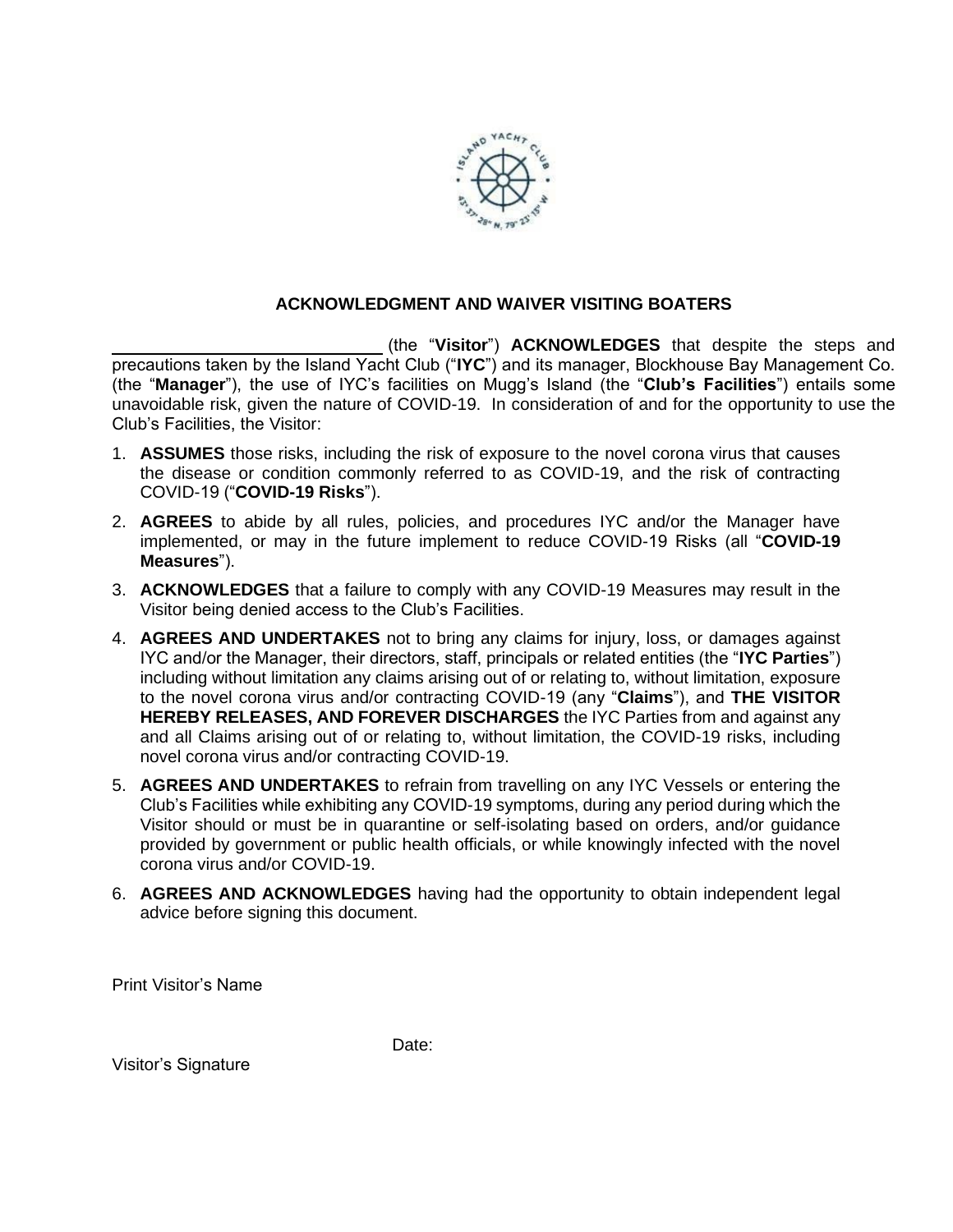## ACKNOWLEDGMENT AND WAIVER VISITING BOATERS

\_\_\_\_\_\_\_\_\_\_\_\_\_\_\_\_\_\_\_\_\_\_\_\_\_\_\_\_ (the "**Visitor**") **ACKNOWLEDGES** that despite the steps and precautions taken by the Island Yacht Club ("**IYC**") and its manager, Blockhouse Bay Management Co. (the "**Manager**"), the use of IYC's facilities on Mugg's Island (the "**Club's Facilities**") entails some unavoidable risk, given the nature of COVID-19. In consideration of and for the opportunity to use the Club's Facilities, the Visitor:

1. **ASSUMES** those risks, including the risk of exposure to the novel corona virus that causes the disease or condition commonly referred to as COVID-19, and the risk of contracting COVID-19 ("**COVID-19 Risks**").
2. **AGREES** to abide by all rules, policies, and procedures IYC and/or the Manager have implemented, or may in the future implement to reduce COVID-19 Risks (all "**COVID-19 Measures**").
3. **ACKNOWLEDGES** that a failure to comply with any COVID-19 Measures may result in the Visitor being denied access to the Club's Facilities.
4. **AGREES AND UNDERTAKES** not to bring any claims for injury, loss, or damages against IYC and/or the Manager, their directors, staff, principals or related entities (the "**IYC Parties**") including without limitation any claims arising out of or relating to, without limitation, exposure to the novel corona virus and/or contracting COVID-19 (any "**Claims**"), and **THE VISITOR HEREBY RELEASES, AND FOREVER DISCHARGES** the IYC Parties from and against any and all Claims arising out of or relating to, without limitation, the COVID-19 risks, including novel corona virus and/or contracting COVID-19.
5. **AGREES AND UNDERTAKES** to refrain from travelling on any IYC Vessels or entering the Club's Facilities while exhibiting any COVID-19 symptoms, during any period during which the Visitor should or must be in quarantine or self-isolating based on orders, and/or guidance provided by government or public health officials, or while knowingly infected with the novel corona virus and/or COVID-19.
6. **AGREES AND ACKNOWLEDGES** having had the opportunity to obtain independent legal advice before signing this document.

Print Visitor's Name

Date:

Visitor's Signature